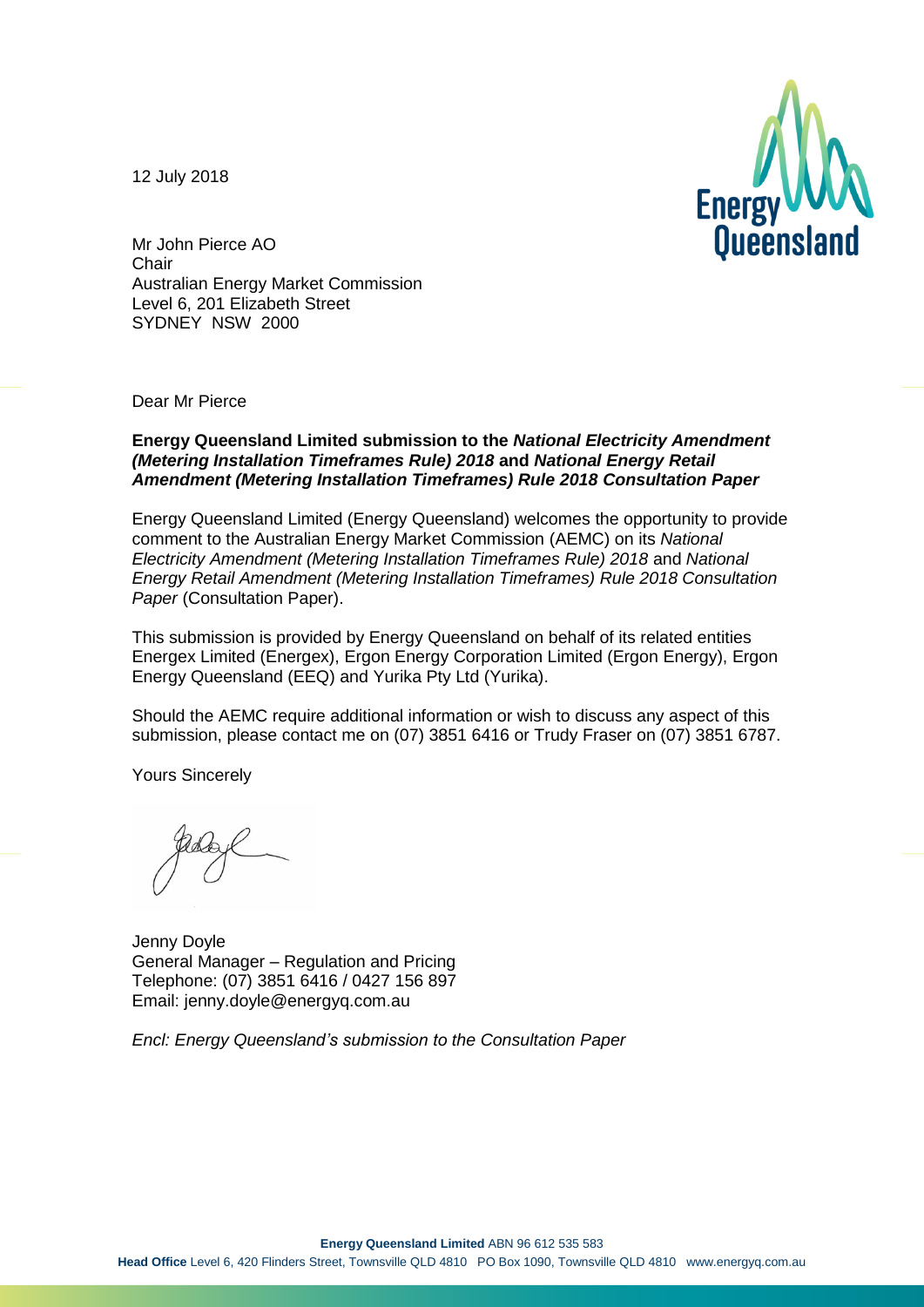12 July 2018

Mr John Pierce AO
Chair
Australian Energy Market Commission
Level 6, 201 Elizabeth Street
SYDNEY NSW 2000

Dear Mr Pierce

**Energy Queensland Limited submission to the *National Electricity Amendment (Metering Installation Timeframes Rule) 2018* and *National Energy Retail Amendment (Metering Installation Timeframes) Rule 2018 Consultation Paper***

Energy Queensland Limited (Energy Queensland) welcomes the opportunity to provide comment to the Australian Energy Market Commission (AEMC) on its *National Electricity Amendment (Metering Installation Timeframes Rule) 2018* and *National Energy Retail Amendment (Metering Installation Timeframes) Rule 2018 Consultation Paper* (Consultation Paper).

This submission is provided by Energy Queensland on behalf of its related entities Energex Limited (Energex), Ergon Energy Corporation Limited (Ergon Energy), Ergon Energy Queensland (EEQ) and Yurika Pty Ltd (Yurika).

Should the AEMC require additional information or wish to discuss any aspect of this submission, please contact me on (07) 3851 6416 or Trudy Fraser on (07) 3851 6787.

Yours Sincerely

Jenny Doyle
General Manager – Regulation and Pricing
Telephone: (07) 3851 6416 / 0427 156 897
Email: jenny.doyle@energyq.com.au

*Encl: Energy Queensland's submission to the Consultation Paper*

**Energy Queensland Limited** ABN 96 612 535 583
**Head Office** Level 6, 420 Flinders Street, Townsville QLD 4810 PO Box 1090, Townsville QLD 4810 www.energyq.com.au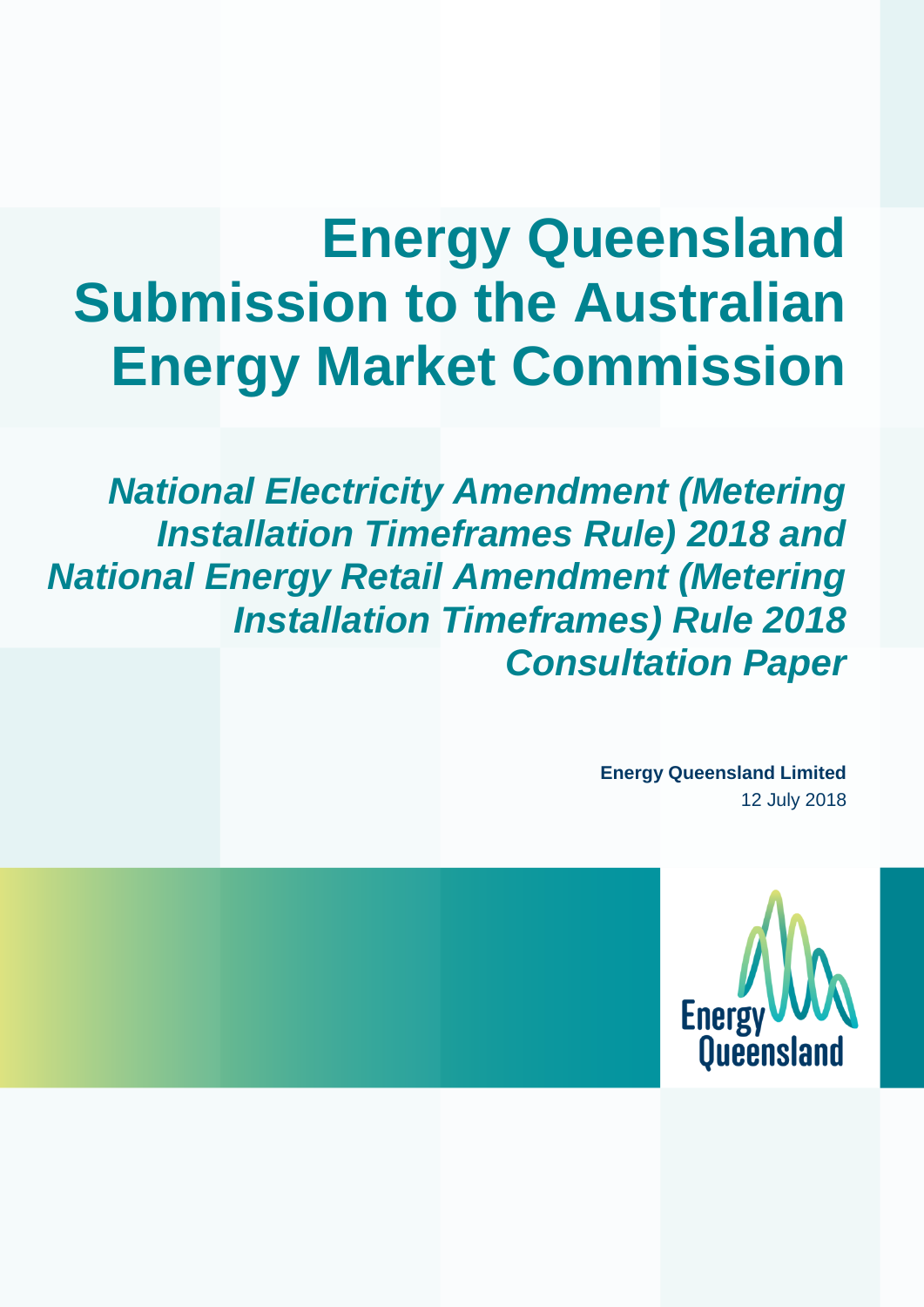# Energy Queensland Submission to the Australian Energy Market Commission

***National Electricity Amendment (Metering Installation Timeframes Rule) 2018 and National Energy Retail Amendment (Metering Installation Timeframes) Rule 2018 Consultation Paper***

**Energy Queensland Limited**

12 July 2018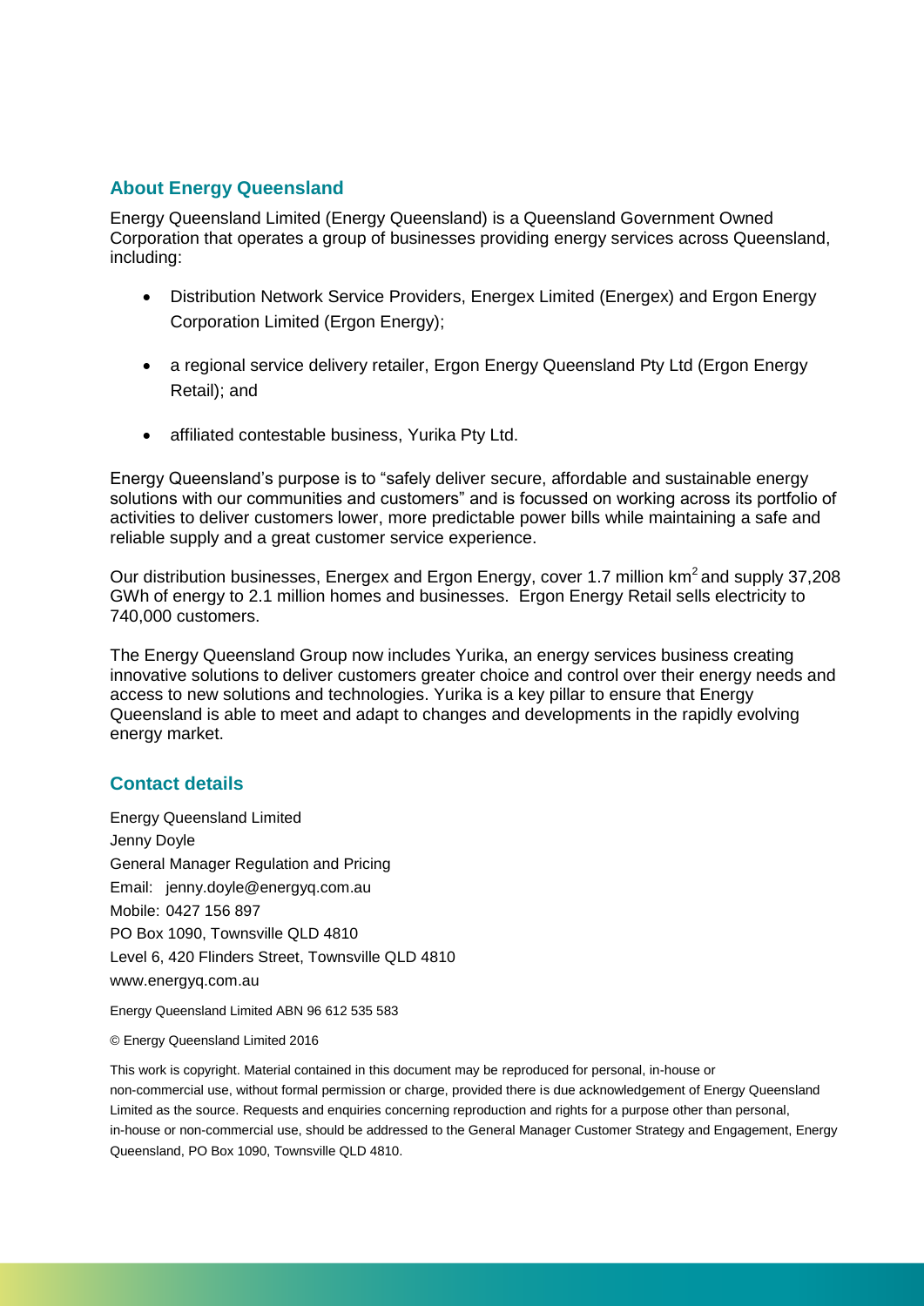## About Energy Queensland

Energy Queensland Limited (Energy Queensland) is a Queensland Government Owned Corporation that operates a group of businesses providing energy services across Queensland, including:

- Distribution Network Service Providers, Energex Limited (Energex) and Ergon Energy Corporation Limited (Ergon Energy);
- a regional service delivery retailer, Ergon Energy Queensland Pty Ltd (Ergon Energy Retail); and
- affiliated contestable business, Yurika Pty Ltd.

Energy Queensland's purpose is to "safely deliver secure, affordable and sustainable energy solutions with our communities and customers" and is focussed on working across its portfolio of activities to deliver customers lower, more predictable power bills while maintaining a safe and reliable supply and a great customer service experience.

Our distribution businesses, Energex and Ergon Energy, cover 1.7 million $km^2$ and supply 37,208 GWh of energy to 2.1 million homes and businesses. Ergon Energy Retail sells electricity to 740,000 customers.

The Energy Queensland Group now includes Yurika, an energy services business creating innovative solutions to deliver customers greater choice and control over their energy needs and access to new solutions and technologies. Yurika is a key pillar to ensure that Energy Queensland is able to meet and adapt to changes and developments in the rapidly evolving energy market.

## Contact details

Energy Queensland Limited
Jenny Doyle
General Manager Regulation and Pricing
Email: jenny.doyle@energyq.com.au
Mobile: 0427 156 897
PO Box 1090, Townsville QLD 4810
Level 6, 420 Flinders Street, Townsville QLD 4810
www.energyq.com.au

Energy Queensland Limited ABN 96 612 535 583

© Energy Queensland Limited 2016

This work is copyright. Material contained in this document may be reproduced for personal, in-house or non-commercial use, without formal permission or charge, provided there is due acknowledgement of Energy Queensland Limited as the source. Requests and enquiries concerning reproduction and rights for a purpose other than personal, in-house or non-commercial use, should be addressed to the General Manager Customer Strategy and Engagement, Energy Queensland, PO Box 1090, Townsville QLD 4810.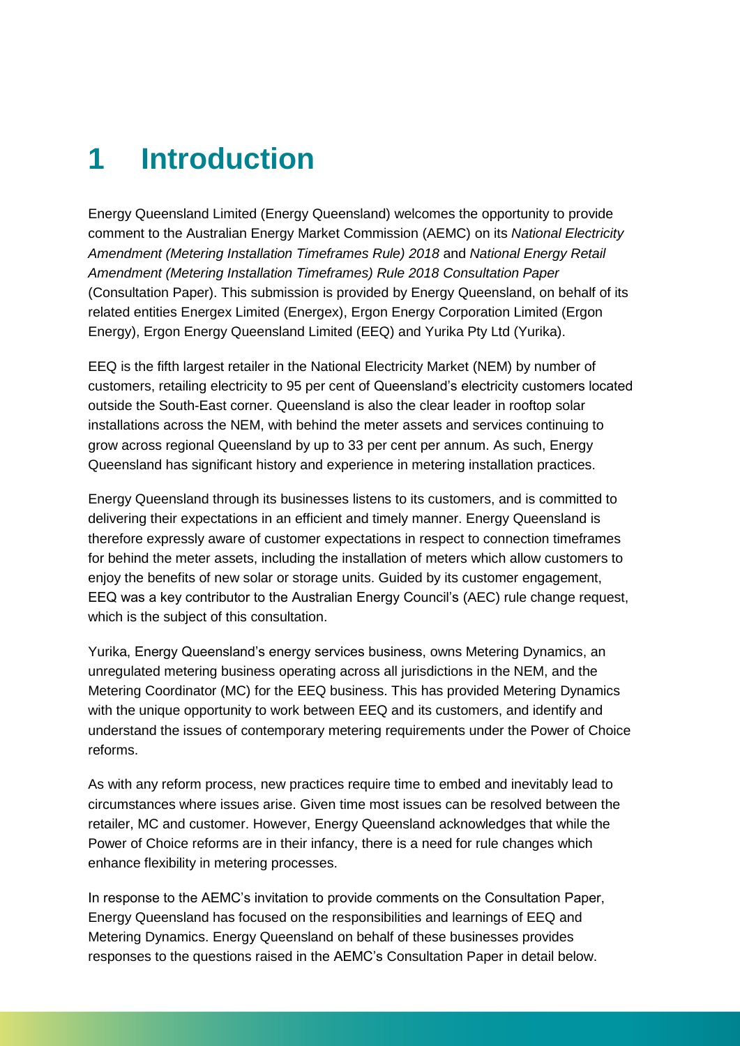# 1 Introduction

Energy Queensland Limited (Energy Queensland) welcomes the opportunity to provide comment to the Australian Energy Market Commission (AEMC) on its *National Electricity Amendment (Metering Installation Timeframes Rule) 2018* and *National Energy Retail Amendment (Metering Installation Timeframes) Rule 2018 Consultation Paper* (Consultation Paper). This submission is provided by Energy Queensland, on behalf of its related entities Energex Limited (Energex), Ergon Energy Corporation Limited (Ergon Energy), Ergon Energy Queensland Limited (EEQ) and Yurika Pty Ltd (Yurika).

EEQ is the fifth largest retailer in the National Electricity Market (NEM) by number of customers, retailing electricity to 95 per cent of Queensland's electricity customers located outside the South-East corner. Queensland is also the clear leader in rooftop solar installations across the NEM, with behind the meter assets and services continuing to grow across regional Queensland by up to 33 per cent per annum. As such, Energy Queensland has significant history and experience in metering installation practices.

Energy Queensland through its businesses listens to its customers, and is committed to delivering their expectations in an efficient and timely manner. Energy Queensland is therefore expressly aware of customer expectations in respect to connection timeframes for behind the meter assets, including the installation of meters which allow customers to enjoy the benefits of new solar or storage units. Guided by its customer engagement, EEQ was a key contributor to the Australian Energy Council's (AEC) rule change request, which is the subject of this consultation.

Yurika, Energy Queensland's energy services business, owns Metering Dynamics, an unregulated metering business operating across all jurisdictions in the NEM, and the Metering Coordinator (MC) for the EEQ business. This has provided Metering Dynamics with the unique opportunity to work between EEQ and its customers, and identify and understand the issues of contemporary metering requirements under the Power of Choice reforms.

As with any reform process, new practices require time to embed and inevitably lead to circumstances where issues arise. Given time most issues can be resolved between the retailer, MC and customer. However, Energy Queensland acknowledges that while the Power of Choice reforms are in their infancy, there is a need for rule changes which enhance flexibility in metering processes.

In response to the AEMC's invitation to provide comments on the Consultation Paper, Energy Queensland has focused on the responsibilities and learnings of EEQ and Metering Dynamics. Energy Queensland on behalf of these businesses provides responses to the questions raised in the AEMC's Consultation Paper in detail below.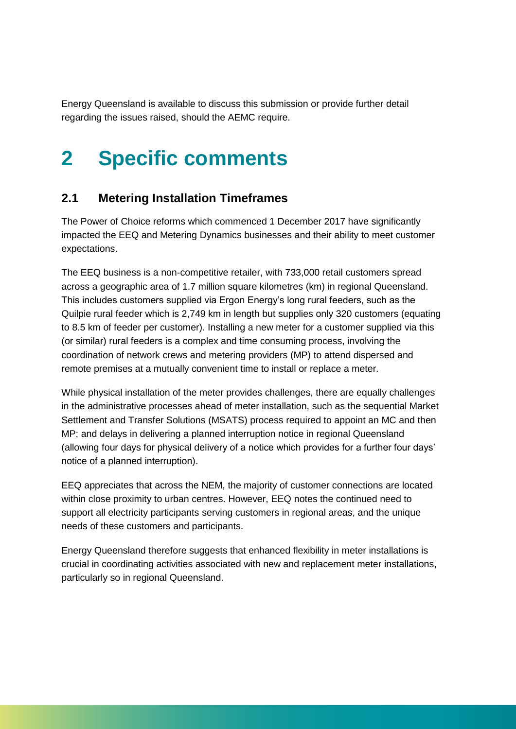Energy Queensland is available to discuss this submission or provide further detail regarding the issues raised, should the AEMC require.

# 2 Specific comments

## 2.1 Metering Installation Timeframes

The Power of Choice reforms which commenced 1 December 2017 have significantly impacted the EEQ and Metering Dynamics businesses and their ability to meet customer expectations.

The EEQ business is a non-competitive retailer, with 733,000 retail customers spread across a geographic area of 1.7 million square kilometres (km) in regional Queensland. This includes customers supplied via Ergon Energy's long rural feeders, such as the Quilpie rural feeder which is 2,749 km in length but supplies only 320 customers (equating to 8.5 km of feeder per customer). Installing a new meter for a customer supplied via this (or similar) rural feeders is a complex and time consuming process, involving the coordination of network crews and metering providers (MP) to attend dispersed and remote premises at a mutually convenient time to install or replace a meter.

While physical installation of the meter provides challenges, there are equally challenges in the administrative processes ahead of meter installation, such as the sequential Market Settlement and Transfer Solutions (MSATS) process required to appoint an MC and then MP; and delays in delivering a planned interruption notice in regional Queensland (allowing four days for physical delivery of a notice which provides for a further four days' notice of a planned interruption).

EEQ appreciates that across the NEM, the majority of customer connections are located within close proximity to urban centres. However, EEQ notes the continued need to support all electricity participants serving customers in regional areas, and the unique needs of these customers and participants.

Energy Queensland therefore suggests that enhanced flexibility in meter installations is crucial in coordinating activities associated with new and replacement meter installations, particularly so in regional Queensland.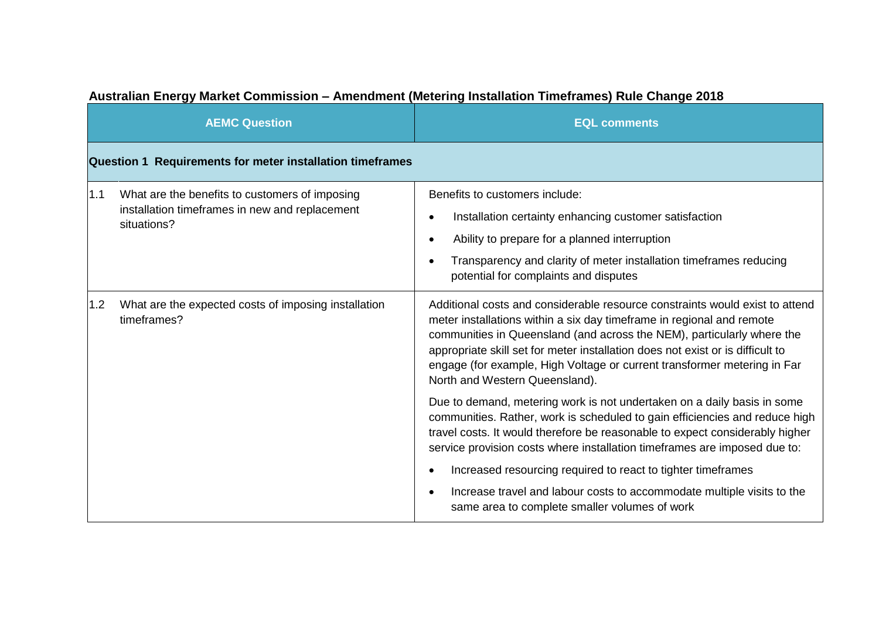**Australian Energy Market Commission – Amendment (Metering Installation Timeframes) Rule Change 2018**

| AEMC Question | EQL comments |
|---|---|
| **Question 1 Requirements for meter installation timeframes** | |
| 1.1 What are the benefits to customers of imposing installation timeframes in new and replacement situations? | Benefits to customers include:<br>• Installation certainty enhancing customer satisfaction<br>• Ability to prepare for a planned interruption<br>• Transparency and clarity of meter installation timeframes reducing potential for complaints and disputes |
| 1.2 What are the expected costs of imposing installation timeframes? | Additional costs and considerable resource constraints would exist to attend meter installations within a six day timeframe in regional and remote communities in Queensland (and across the NEM), particularly where the appropriate skill set for meter installation does not exist or is difficult to engage (for example, High Voltage or current transformer metering in Far North and Western Queensland).<br><br>Due to demand, metering work is not undertaken on a daily basis in some communities. Rather, work is scheduled to gain efficiencies and reduce high travel costs. It would therefore be reasonable to expect considerably higher service provision costs where installation timeframes are imposed due to:<br>• Increased resourcing required to react to tighter timeframes<br>• Increase travel and labour costs to accommodate multiple visits to the same area to complete smaller volumes of work |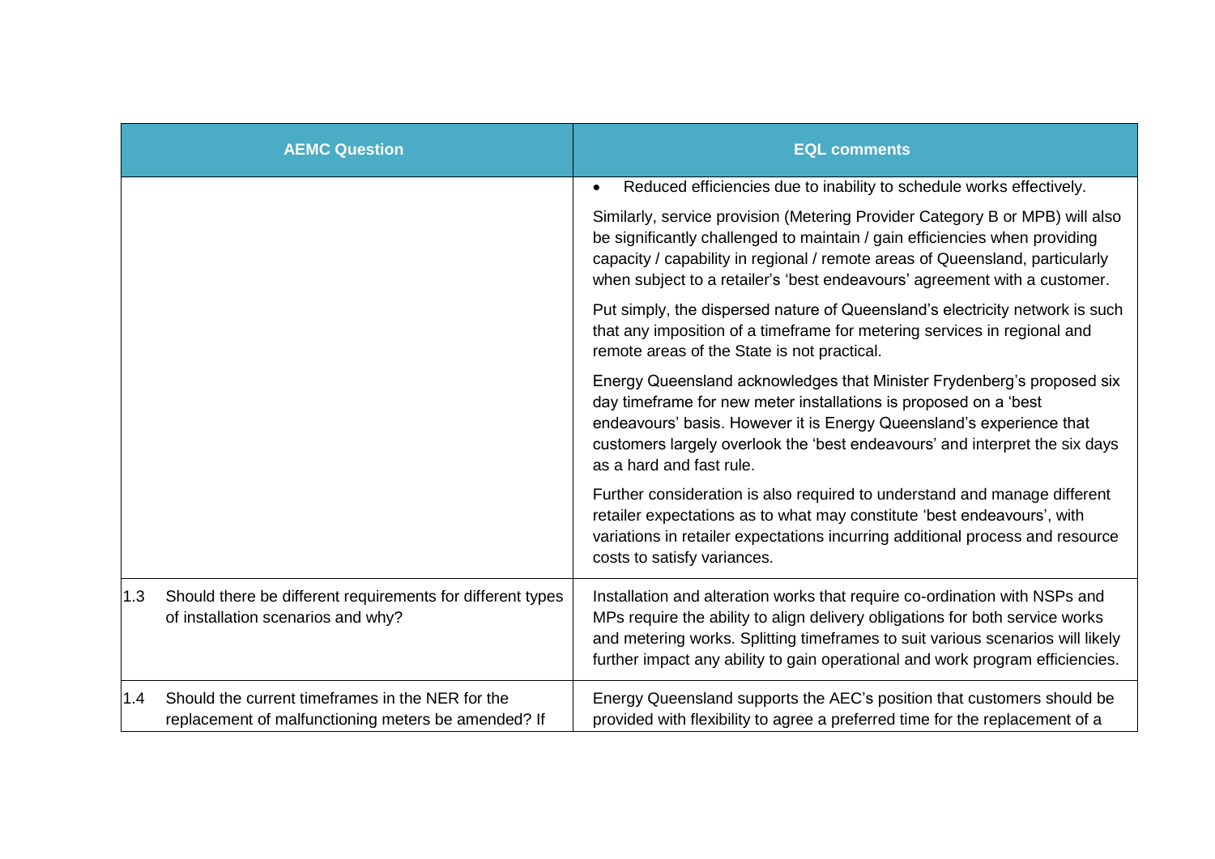| AEMC Question | EQL comments |
| --- | --- |
| | • Reduced efficiencies due to inability to schedule works effectively.<br><br>Similarly, service provision (Metering Provider Category B or MPB) will also be significantly challenged to maintain / gain efficiencies when providing capacity / capability in regional / remote areas of Queensland, particularly when subject to a retailer's 'best endeavours' agreement with a customer.<br><br>Put simply, the dispersed nature of Queensland's electricity network is such that any imposition of a timeframe for metering services in regional and remote areas of the State is not practical.<br><br>Energy Queensland acknowledges that Minister Frydenberg's proposed six day timeframe for new meter installations is proposed on a 'best endeavours' basis. However it is Energy Queensland's experience that customers largely overlook the 'best endeavours' and interpret the six days as a hard and fast rule.<br><br>Further consideration is also required to understand and manage different retailer expectations as to what may constitute 'best endeavours', with variations in retailer expectations incurring additional process and resource costs to satisfy variances. |
| 1.3 Should there be different requirements for different types of installation scenarios and why? | Installation and alteration works that require co-ordination with NSPs and MPs require the ability to align delivery obligations for both service works and metering works. Splitting timeframes to suit various scenarios will likely further impact any ability to gain operational and work program efficiencies. |
| 1.4 Should the current timeframes in the NER for the replacement of malfunctioning meters be amended? If | Energy Queensland supports the AEC's position that customers should be provided with flexibility to agree a preferred time for the replacement of a |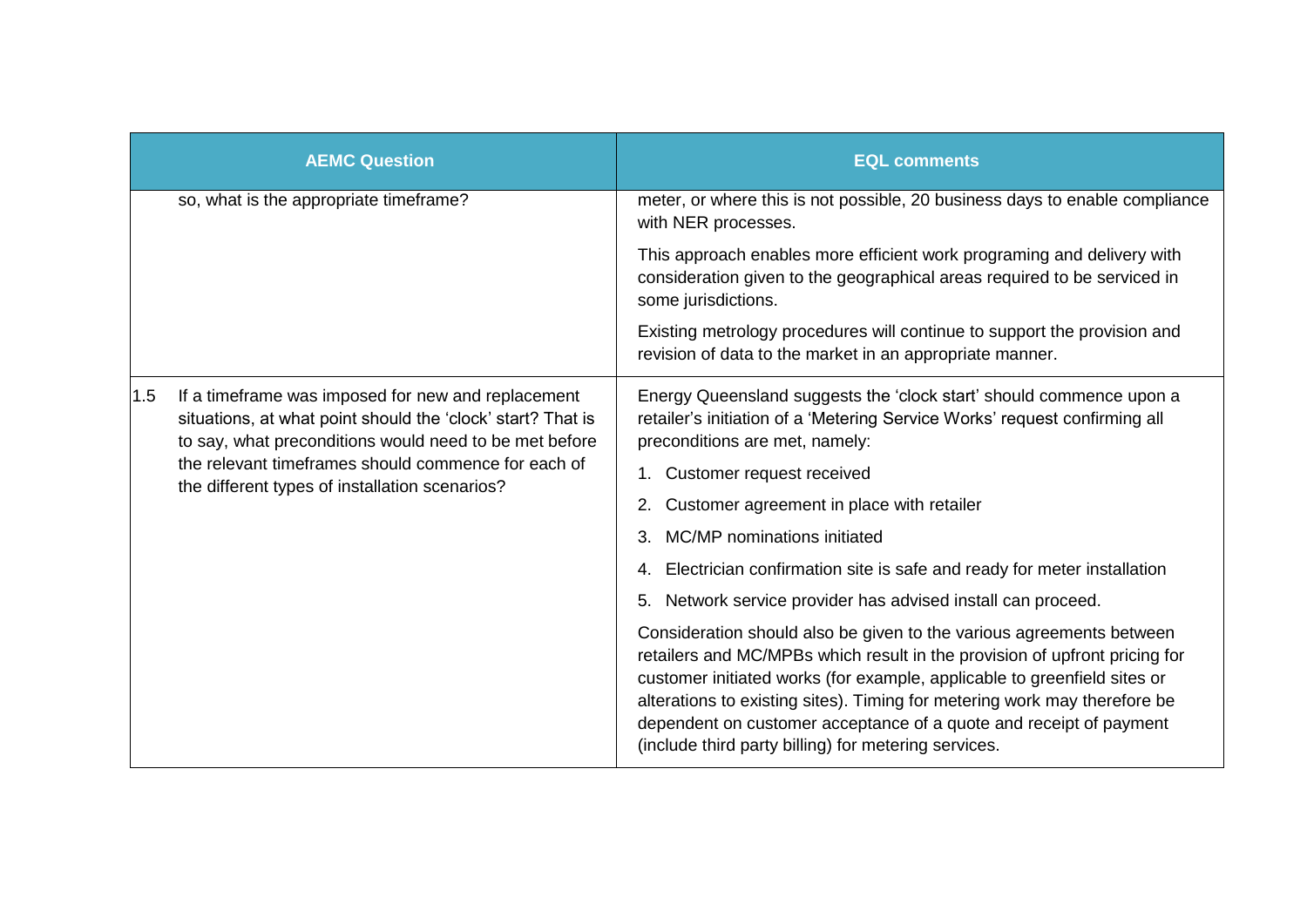| AEMC Question | EQL comments |
| --- | --- |
| so, what is the appropriate timeframe? | meter, or where this is not possible, 20 business days to enable compliance with NER processes.<br><br>This approach enables more efficient work programing and delivery with consideration given to the geographical areas required to be serviced in some jurisdictions.<br><br>Existing metrology procedures will continue to support the provision and revision of data to the market in an appropriate manner. |
| 1.5 If a timeframe was imposed for new and replacement situations, at what point should the 'clock' start? That is to say, what preconditions would need to be met before the relevant timeframes should commence for each of the different types of installation scenarios? | Energy Queensland suggests the 'clock start' should commence upon a retailer's initiation of a 'Metering Service Works' request confirming all preconditions are met, namely:<br><br>1. Customer request received<br>2. Customer agreement in place with retailer<br>3. MC/MP nominations initiated<br>4. Electrician confirmation site is safe and ready for meter installation<br>5. Network service provider has advised install can proceed.<br><br>Consideration should also be given to the various agreements between retailers and MC/MPBs which result in the provision of upfront pricing for customer initiated works (for example, applicable to greenfield sites or alterations to existing sites). Timing for metering work may therefore be dependent on customer acceptance of a quote and receipt of payment (include third party billing) for metering services. |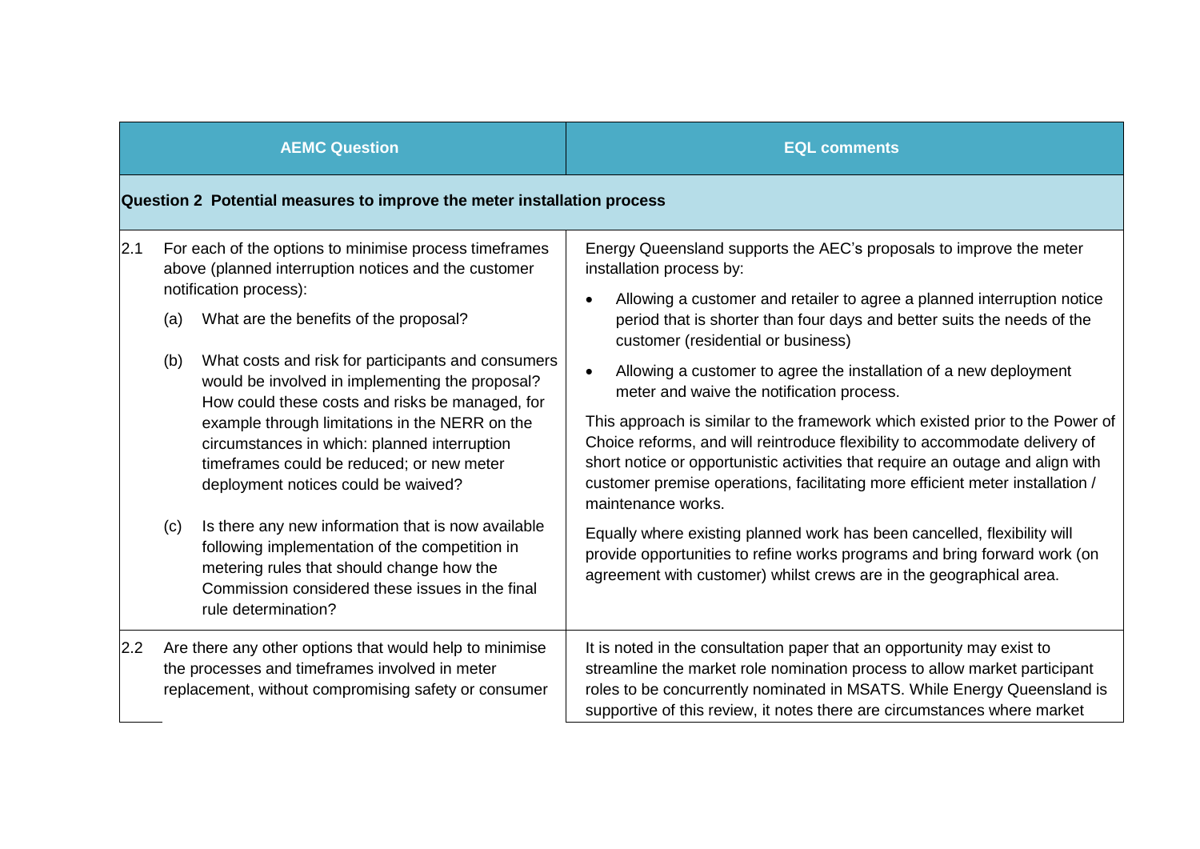| AEMC Question | EQL comments |
| --- | --- |
| **Question 2 Potential measures to improve the meter installation process** | |
| 2.1 For each of the options to minimise process timeframes above (planned interruption notices and the customer notification process):<br>(a) What are the benefits of the proposal?<br>(b) What costs and risk for participants and consumers would be involved in implementing the proposal? How could these costs and risks be managed, for example through limitations in the NERR on the circumstances in which: planned interruption timeframes could be reduced; or new meter deployment notices could be waived?<br>(c) Is there any new information that is now available following implementation of the competition in metering rules that should change how the Commission considered these issues in the final rule determination? | Energy Queensland supports the AEC's proposals to improve the meter installation process by:<br>• Allowing a customer and retailer to agree a planned interruption notice period that is shorter than four days and better suits the needs of the customer (residential or business)<br>• Allowing a customer to agree the installation of a new deployment meter and waive the notification process.<br>This approach is similar to the framework which existed prior to the Power of Choice reforms, and will reintroduce flexibility to accommodate delivery of short notice or opportunistic activities that require an outage and align with customer premise operations, facilitating more efficient meter installation / maintenance works.<br>Equally where existing planned work has been cancelled, flexibility will provide opportunities to refine works programs and bring forward work (on agreement with customer) whilst crews are in the geographical area. |
| 2.2 Are there any other options that would help to minimise the processes and timeframes involved in meter replacement, without compromising safety or consumer | It is noted in the consultation paper that an opportunity may exist to streamline the market role nomination process to allow market participant roles to be concurrently nominated in MSATS. While Energy Queensland is supportive of this review, it notes there are circumstances where market |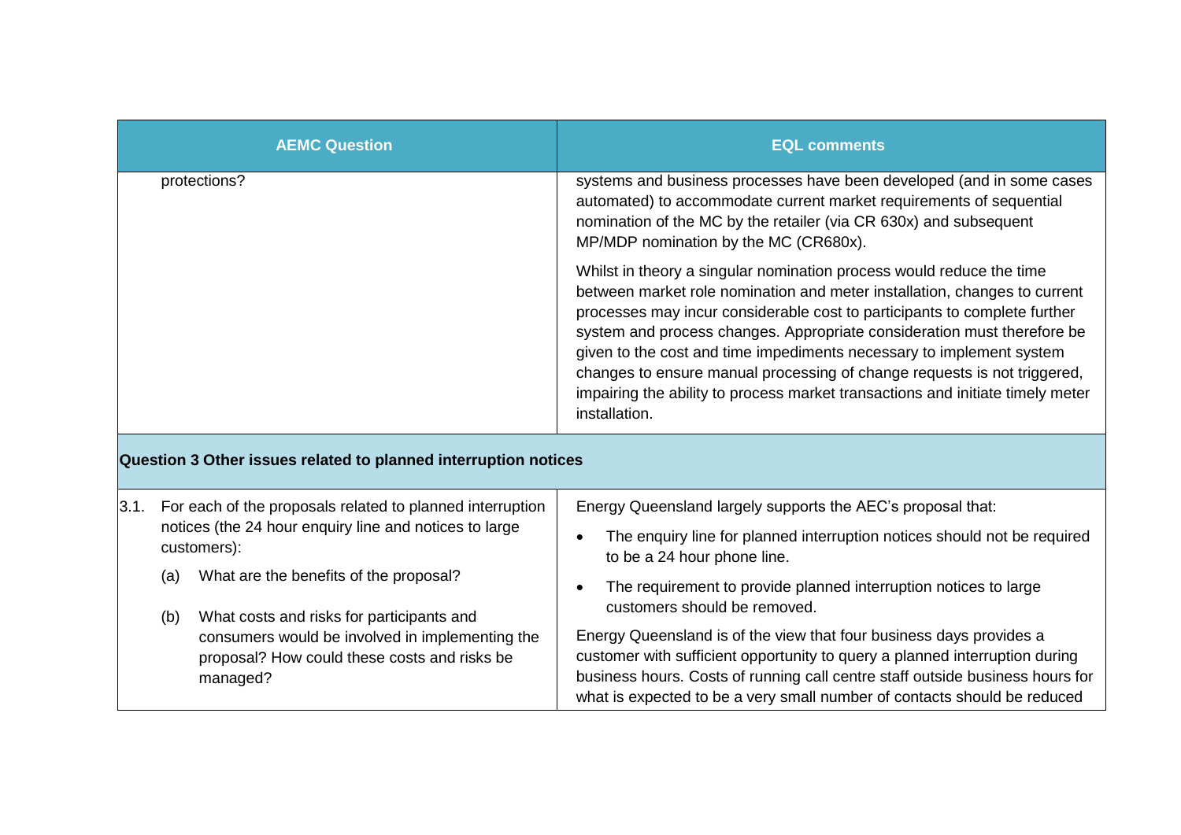| AEMC Question | EQL comments |
|---|---|
| protections? | systems and business processes have been developed (and in some cases automated) to accommodate current market requirements of sequential nomination of the MC by the retailer (via CR 630x) and subsequent MP/MDP nomination by the MC (CR680x).<br><br>Whilst in theory a singular nomination process would reduce the time between market role nomination and meter installation, changes to current processes may incur considerable cost to participants to complete further system and process changes. Appropriate consideration must therefore be given to the cost and time impediments necessary to implement system changes to ensure manual processing of change requests is not triggered, impairing the ability to process market transactions and initiate timely meter installation. |
| **Question 3 Other issues related to planned interruption notices** | |
| 3.1. For each of the proposals related to planned interruption notices (the 24 hour enquiry line and notices to large customers):<br><br>(a) What are the benefits of the proposal?<br><br>(b) What costs and risks for participants and consumers would be involved in implementing the proposal? How could these costs and risks be managed? | Energy Queensland largely supports the AEC's proposal that:<br><br>• The enquiry line for planned interruption notices should not be required to be a 24 hour phone line.<br>• The requirement to provide planned interruption notices to large customers should be removed.<br><br>Energy Queensland is of the view that four business days provides a customer with sufficient opportunity to query a planned interruption during business hours. Costs of running call centre staff outside business hours for what is expected to be a very small number of contacts should be reduced |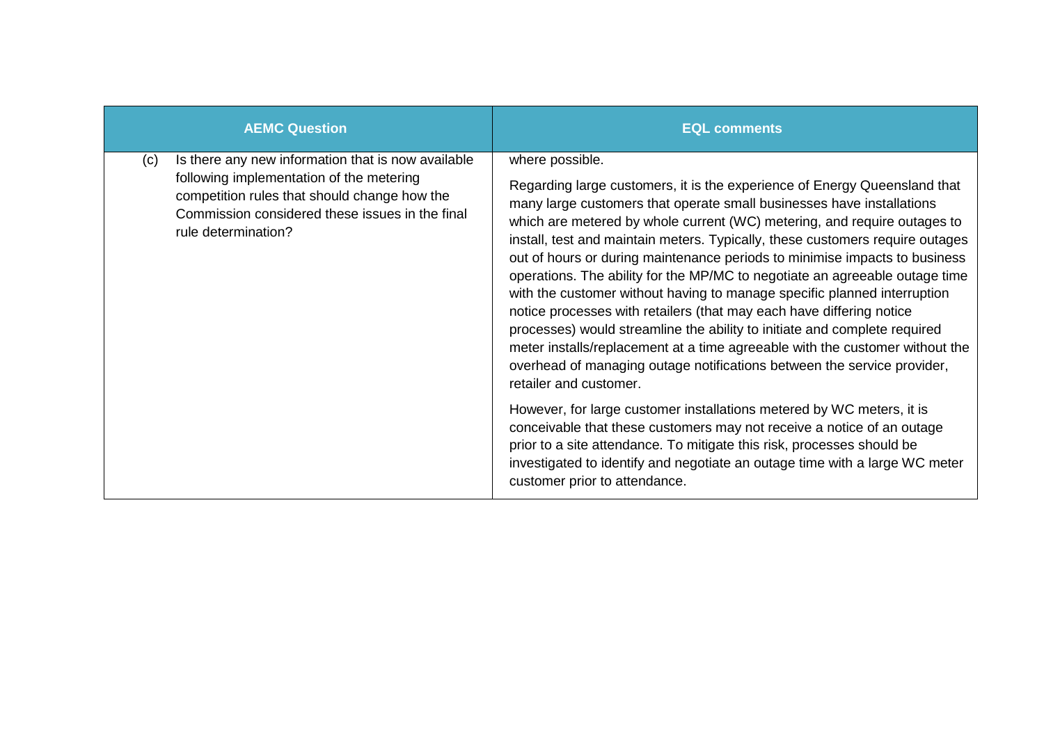| AEMC Question | EQL comments |
| --- | --- |
| (c) Is there any new information that is now available following implementation of the metering competition rules that should change how the Commission considered these issues in the final rule determination? | where possible.<br><br>Regarding large customers, it is the experience of Energy Queensland that many large customers that operate small businesses have installations which are metered by whole current (WC) metering, and require outages to install, test and maintain meters. Typically, these customers require outages out of hours or during maintenance periods to minimise impacts to business operations. The ability for the MP/MC to negotiate an agreeable outage time with the customer without having to manage specific planned interruption notice processes with retailers (that may each have differing notice processes) would streamline the ability to initiate and complete required meter installs/replacement at a time agreeable with the customer without the overhead of managing outage notifications between the service provider, retailer and customer.<br><br>However, for large customer installations metered by WC meters, it is conceivable that these customers may not receive a notice of an outage prior to a site attendance. To mitigate this risk, processes should be investigated to identify and negotiate an outage time with a large WC meter customer prior to attendance. |